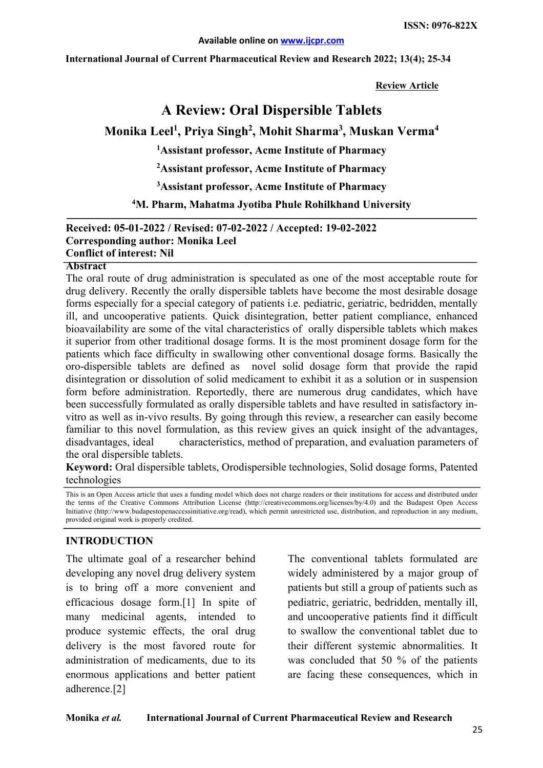**Review Article**

# A Review: Oral Dispersible Tablets

**Monika Leel[1], Priya Singh[2], Mohit Sharma[3], Muskan Verma[4]**

**[1]Assistant professor, Acme Institute of Pharmacy**

**[2]Assistant professor, Acme Institute of Pharmacy**

**[3]Assistant professor, Acme Institute of Pharmacy**

**[4]M. Pharm, Mahatma Jyotiba Phule Rohilkhand University**

**Received: 05-01-2022 / Revised: 07-02-2022 / Accepted: 19-02-2022**
**Corresponding author: Monika Leel**
**Conflict of interest: Nil**

## Abstract

The oral route of drug administration is speculated as one of the most acceptable route for drug delivery. Recently the orally dispersible tablets have become the most desirable dosage forms especially for a special category of patients i.e. pediatric, geriatric, bedridden, mentally ill, and uncooperative patients. Quick disintegration, better patient compliance, enhanced bioavailability are some of the vital characteristics of orally dispersible tablets which makes it superior from other traditional dosage forms. It is the most prominent dosage form for the patients which face difficulty in swallowing other conventional dosage forms. Basically the oro-dispersible tablets are defined as novel solid dosage form that provide the rapid disintegration or dissolution of solid medicament to exhibit it as a solution or in suspension form before administration. Reportedly, there are numerous drug candidates, which have been successfully formulated as orally dispersible tablets and have resulted in satisfactory in-vitro as well as in-vivo results. By going through this review, a researcher can easily become familiar to this novel formulation, as this review gives an quick insight of the advantages, disadvantages, ideal characteristics, method of preparation, and evaluation parameters of the oral dispersible tablets.

**Keyword:** Oral dispersible tablets, Orodispersible technologies, Solid dosage forms, Patented technologies

This is an Open Access article that uses a funding model which does not charge readers or their institutions for access and distributed under the terms of the Creative Commons Attribution License (http://creativecommons.org/licenses/by/4.0) and the Budapest Open Access Initiative (http://www.budapestopenaccessinitiative.org/read), which permit unrestricted use, distribution, and reproduction in any medium, provided original work is properly credited.

## INTRODUCTION

The ultimate goal of a researcher behind developing any novel drug delivery system is to bring off a more convenient and efficacious dosage form.[1] In spite of many medicinal agents, intended to produce systemic effects, the oral drug delivery is the most favored route for administration of medicaments, due to its enormous applications and better patient adherence.[2]

The conventional tablets formulated are widely administered by a major group of patients but still a group of patients such as pediatric, geriatric, bedridden, mentally ill, and uncooperative patients find it difficult to swallow the conventional tablet due to their different systemic abnormalities. It was concluded that 50 % of the patients are facing these consequences, which in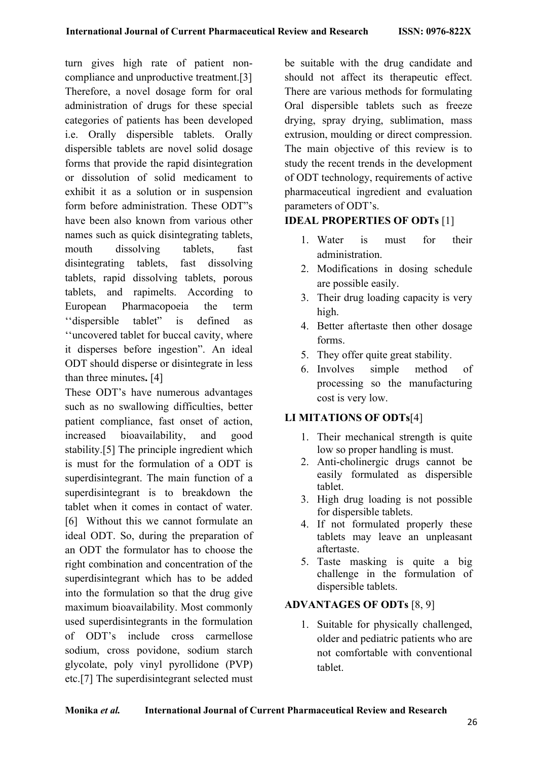turn gives high rate of patient non-compliance and unproductive treatment.[3] Therefore, a novel dosage form for oral administration of drugs for these special categories of patients has been developed i.e. Orally dispersible tablets. Orally dispersible tablets are novel solid dosage forms that provide the rapid disintegration or dissolution of solid medicament to exhibit it as a solution or in suspension form before administration. These ODT"s have been also known from various other names such as quick disintegrating tablets, mouth dissolving tablets, fast disintegrating tablets, fast dissolving tablets, rapid dissolving tablets, porous tablets, and rapimelts. According to European Pharmacopoeia the term ''dispersible tablet" is defined as ''uncovered tablet for buccal cavity, where it disperses before ingestion". An ideal ODT should disperse or disintegrate in less than three minutes**.** [4]

These ODT's have numerous advantages such as no swallowing difficulties, better patient compliance, fast onset of action, increased bioavailability, and good stability.[5] The principle ingredient which is must for the formulation of a ODT is superdisintegrant. The main function of a superdisintegrant is to breakdown the tablet when it comes in contact of water. [6] Without this we cannot formulate an ideal ODT. So, during the preparation of an ODT the formulator has to choose the right combination and concentration of the superdisintegrant which has to be added into the formulation so that the drug give maximum bioavailability. Most commonly used superdisintegrants in the formulation of ODT's include cross carmellose sodium, cross povidone, sodium starch glycolate, poly vinyl pyrollidone (PVP) etc.[7] The superdisintegrant selected must be suitable with the drug candidate and should not affect its therapeutic effect. There are various methods for formulating Oral dispersible tablets such as freeze drying, spray drying, sublimation, mass extrusion, moulding or direct compression. The main objective of this review is to study the recent trends in the development of ODT technology, requirements of active pharmaceutical ingredient and evaluation parameters of ODT's.

## IDEAL PROPERTIES OF ODTs [1]

1. Water is must for their administration.
2. Modifications in dosing schedule are possible easily.
3. Their drug loading capacity is very high.
4. Better aftertaste then other dosage forms.
5. They offer quite great stability.
6. Involves simple method of processing so the manufacturing cost is very low.

## LI MITATIONS OF ODTs[4]

1. Their mechanical strength is quite low so proper handling is must.
2. Anti-cholinergic drugs cannot be easily formulated as dispersible tablet.
3. High drug loading is not possible for dispersible tablets.
4. If not formulated properly these tablets may leave an unpleasant aftertaste.
5. Taste masking is quite a big challenge in the formulation of dispersible tablets.

## ADVANTAGES OF ODTs [8, 9]

1. Suitable for physically challenged, older and pediatric patients who are not comfortable with conventional tablet.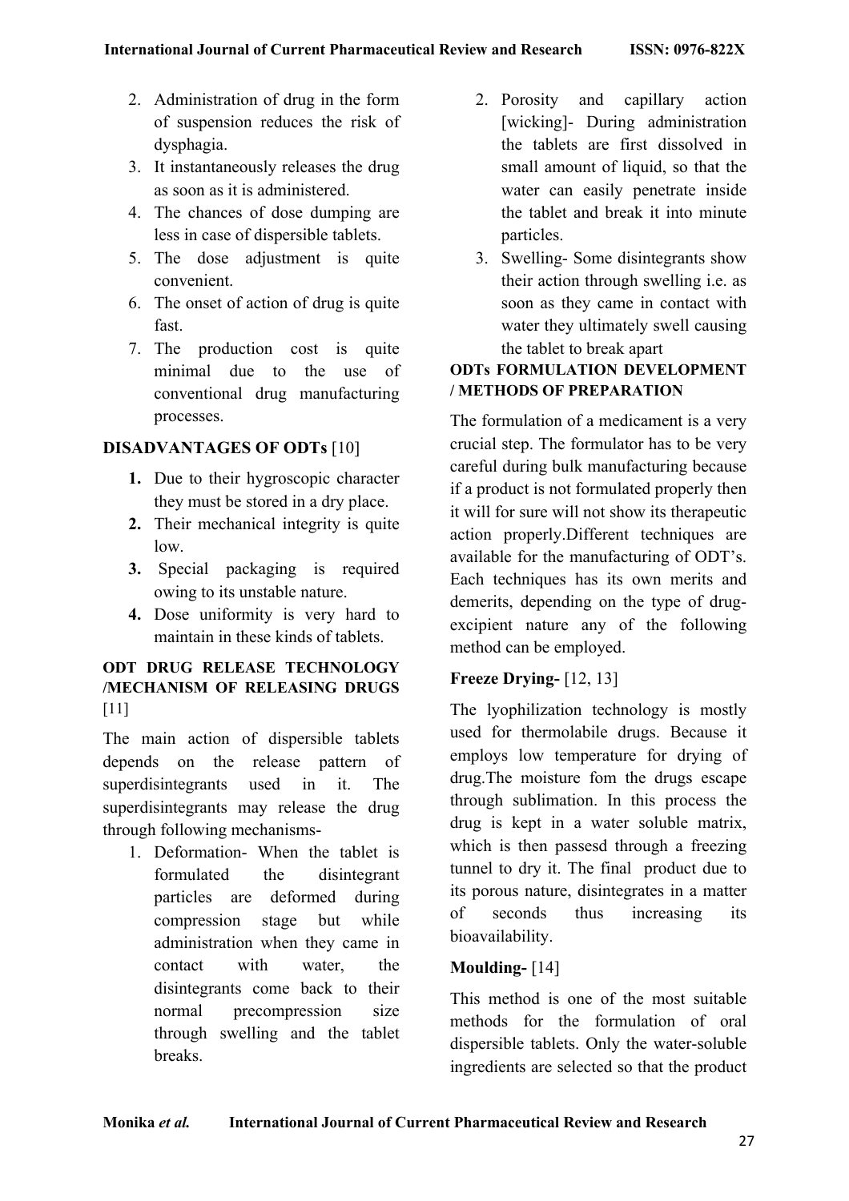2. Administration of drug in the form of suspension reduces the risk of dysphagia.
3. It instantaneously releases the drug as soon as it is administered.
4. The chances of dose dumping are less in case of dispersible tablets.
5. The dose adjustment is quite convenient.
6. The onset of action of drug is quite fast.
7. The production cost is quite minimal due to the use of conventional drug manufacturing processes.

## DISADVANTAGES OF ODTs [10]

1. Due to their hygroscopic character they must be stored in a dry place.
2. Their mechanical integrity is quite low.
3. Special packaging is required owing to its unstable nature.
4. Dose uniformity is very hard to maintain in these kinds of tablets.

## ODT DRUG RELEASE TECHNOLOGY /MECHANISM OF RELEASING DRUGS [11]

The main action of dispersible tablets depends on the release pattern of superdisintegrants used in it. The superdisintegrants may release the drug through following mechanisms-

1. Deformation- When the tablet is formulated the disintegrant particles are deformed during compression stage but while administration when they came in contact with water, the disintegrants come back to their normal precompression size through swelling and the tablet breaks.
2. Porosity and capillary action [wicking]- During administration the tablets are first dissolved in small amount of liquid, so that the water can easily penetrate inside the tablet and break it into minute particles.
3. Swelling- Some disintegrants show their action through swelling i.e. as soon as they came in contact with water they ultimately swell causing the tablet to break apart

## ODTs FORMULATION DEVELOPMENT / METHODS OF PREPARATION

The formulation of a medicament is a very crucial step. The formulator has to be very careful during bulk manufacturing because if a product is not formulated properly then it will for sure will not show its therapeutic action properly.Different techniques are available for the manufacturing of ODT's. Each techniques has its own merits and demerits, depending on the type of drug-excipient nature any of the following method can be employed.

**Freeze Drying-** [12, 13]

The lyophilization technology is mostly used for thermolabile drugs. Because it employs low temperature for drying of drug.The moisture fom the drugs escape through sublimation. In this process the drug is kept in a water soluble matrix, which is then passesd through a freezing tunnel to dry it. The final product due to its porous nature, disintegrates in a matter of seconds thus increasing its bioavailability.

**Moulding-** [14]

This method is one of the most suitable methods for the formulation of oral dispersible tablets. Only the water-soluble ingredients are selected so that the product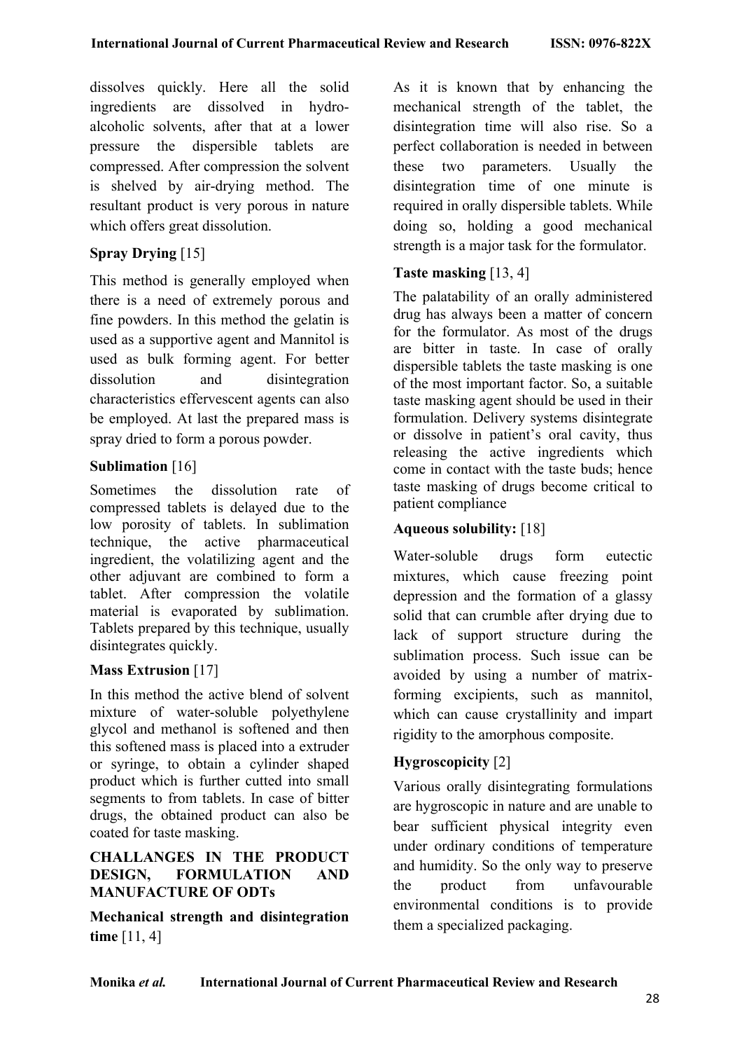dissolves quickly. Here all the solid ingredients are dissolved in hydro-alcoholic solvents, after that at a lower pressure the dispersible tablets are compressed. After compression the solvent is shelved by air-drying method. The resultant product is very porous in nature which offers great dissolution.

**Spray Drying** [15]

This method is generally employed when there is a need of extremely porous and fine powders. In this method the gelatin is used as a supportive agent and Mannitol is used as bulk forming agent. For better dissolution and disintegration characteristics effervescent agents can also be employed. At last the prepared mass is spray dried to form a porous powder.

**Sublimation** [16]

Sometimes the dissolution rate of compressed tablets is delayed due to the low porosity of tablets. In sublimation technique, the active pharmaceutical ingredient, the volatilizing agent and the other adjuvant are combined to form a tablet. After compression the volatile material is evaporated by sublimation. Tablets prepared by this technique, usually disintegrates quickly.

**Mass Extrusion** [17]

In this method the active blend of solvent mixture of water-soluble polyethylene glycol and methanol is softened and then this softened mass is placed into a extruder or syringe, to obtain a cylinder shaped product which is further cutted into small segments to from tablets. In case of bitter drugs, the obtained product can also be coated for taste masking.

## CHALLANGES IN THE PRODUCT DESIGN, FORMULATION AND MANUFACTURE OF ODTs

**Mechanical strength and disintegration time** [11, 4]

As it is known that by enhancing the mechanical strength of the tablet, the disintegration time will also rise. So a perfect collaboration is needed in between these two parameters. Usually the disintegration time of one minute is required in orally dispersible tablets. While doing so, holding a good mechanical strength is a major task for the formulator.

**Taste masking** [13, 4]

The palatability of an orally administered drug has always been a matter of concern for the formulator. As most of the drugs are bitter in taste. In case of orally dispersible tablets the taste masking is one of the most important factor. So, a suitable taste masking agent should be used in their formulation. Delivery systems disintegrate or dissolve in patient's oral cavity, thus releasing the active ingredients which come in contact with the taste buds; hence taste masking of drugs become critical to patient compliance

**Aqueous solubility:** [18]

Water-soluble drugs form eutectic mixtures, which cause freezing point depression and the formation of a glassy solid that can crumble after drying due to lack of support structure during the sublimation process. Such issue can be avoided by using a number of matrix-forming excipients, such as mannitol, which can cause crystallinity and impart rigidity to the amorphous composite.

**Hygroscopicity** [2]

Various orally disintegrating formulations are hygroscopic in nature and are unable to bear sufficient physical integrity even under ordinary conditions of temperature and humidity. So the only way to preserve the product from unfavourable environmental conditions is to provide them a specialized packaging.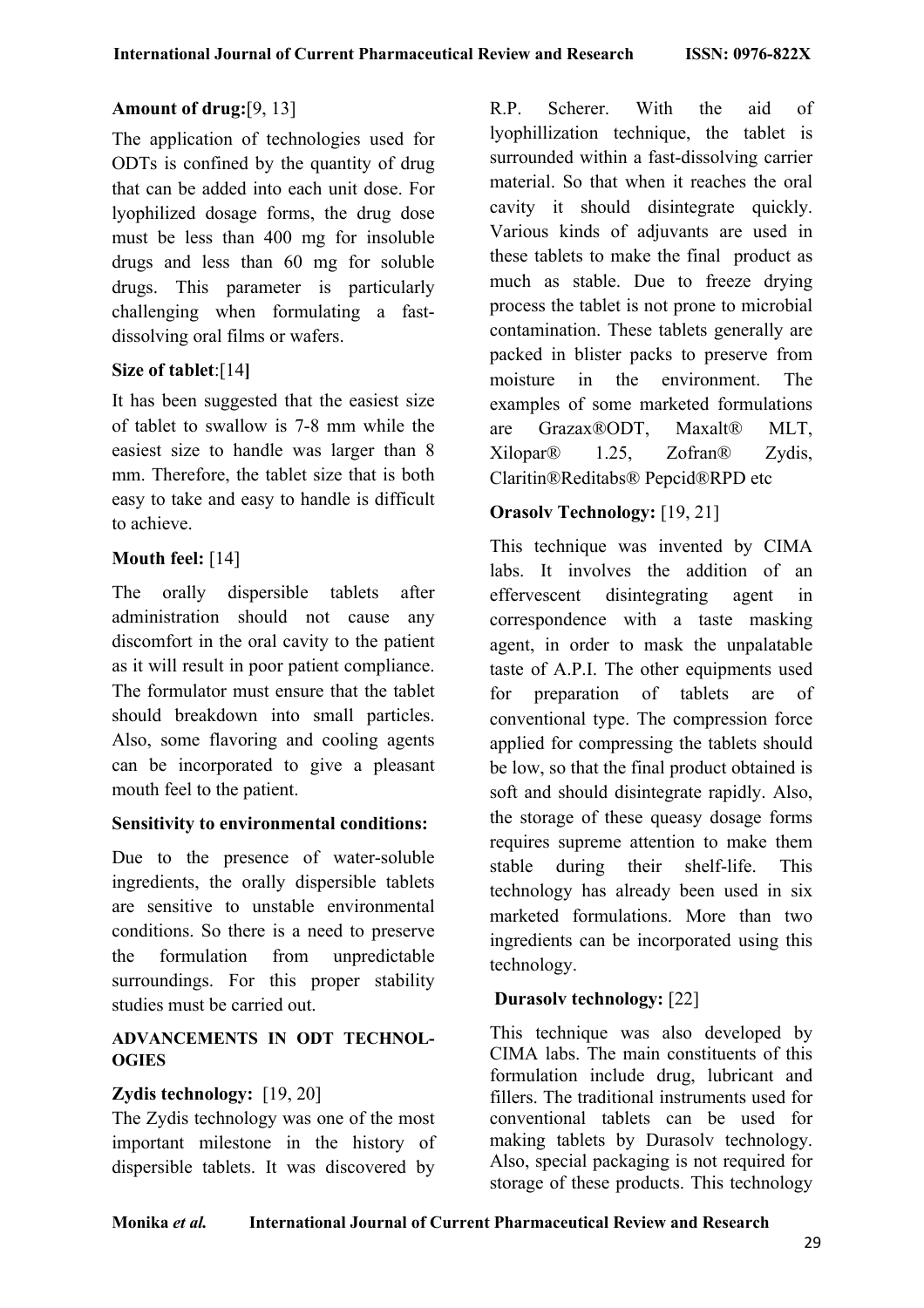**Amount of drug:**[9, 13]

The application of technologies used for ODTs is confined by the quantity of drug that can be added into each unit dose. For lyophilized dosage forms, the drug dose must be less than 400 mg for insoluble drugs and less than 60 mg for soluble drugs. This parameter is particularly challenging when formulating a fast-dissolving oral films or wafers.

**Size of tablet**:[14**]**

It has been suggested that the easiest size of tablet to swallow is 7-8 mm while the easiest size to handle was larger than 8 mm. Therefore, the tablet size that is both easy to take and easy to handle is difficult to achieve.

**Mouth feel:** [14]

The orally dispersible tablets after administration should not cause any discomfort in the oral cavity to the patient as it will result in poor patient compliance. The formulator must ensure that the tablet should breakdown into small particles. Also, some flavoring and cooling agents can be incorporated to give a pleasant mouth feel to the patient.

**Sensitivity to environmental conditions:**

Due to the presence of water-soluble ingredients, the orally dispersible tablets are sensitive to unstable environmental conditions. So there is a need to preserve the formulation from unpredictable surroundings. For this proper stability studies must be carried out.

## ADVANCEMENTS IN ODT TECHNOLOGIES

**Zydis technology:** [19, 20]

The Zydis technology was one of the most important milestone in the history of dispersible tablets. It was discovered by R.P. Scherer. With the aid of lyophillization technique, the tablet is surrounded within a fast-dissolving carrier material. So that when it reaches the oral cavity it should disintegrate quickly. Various kinds of adjuvants are used in these tablets to make the final product as much as stable. Due to freeze drying process the tablet is not prone to microbial contamination. These tablets generally are packed in blister packs to preserve from moisture in the environment. The examples of some marketed formulations are Grazax®ODT, Maxalt® MLT, Xilopar® 1.25, Zofran® Zydis, Claritin®Reditabs® Pepcid®RPD etc

**Orasolv Technology:** [19, 21]

This technique was invented by CIMA labs. It involves the addition of an effervescent disintegrating agent in correspondence with a taste masking agent, in order to mask the unpalatable taste of A.P.I. The other equipments used for preparation of tablets are of conventional type. The compression force applied for compressing the tablets should be low, so that the final product obtained is soft and should disintegrate rapidly. Also, the storage of these queasy dosage forms requires supreme attention to make them stable during their shelf-life. This technology has already been used in six marketed formulations. More than two ingredients can be incorporated using this technology.

**Durasolv technology:** [22]

This technique was also developed by CIMA labs. The main constituents of this formulation include drug, lubricant and fillers. The traditional instruments used for conventional tablets can be used for making tablets by Durasolv technology. Also, special packaging is not required for storage of these products. This technology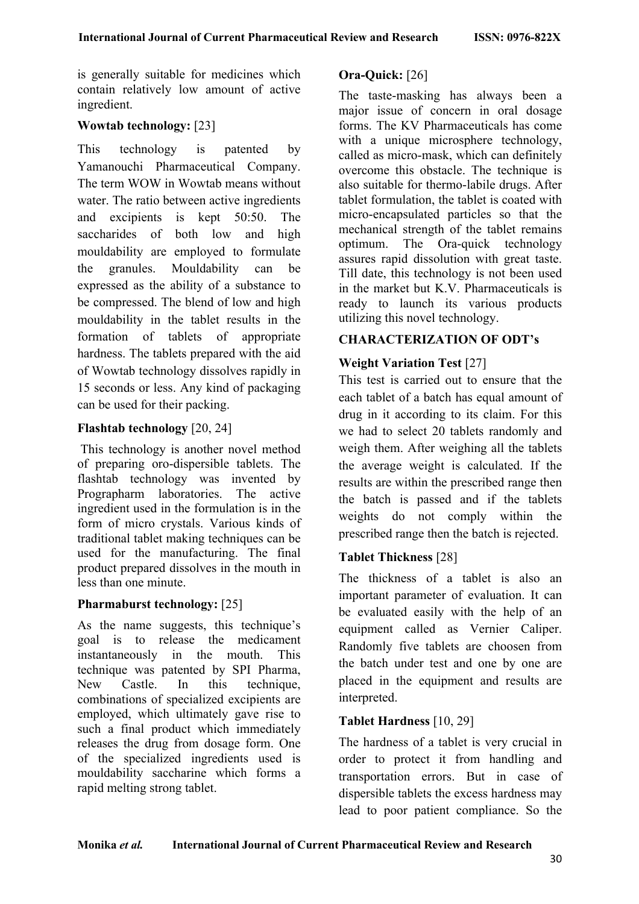is generally suitable for medicines which contain relatively low amount of active ingredient.

**Wowtab technology:** [23]

This technology is patented by Yamanouchi Pharmaceutical Company. The term WOW in Wowtab means without water. The ratio between active ingredients and excipients is kept 50:50. The saccharides of both low and high mouldability are employed to formulate the granules. Mouldability can be expressed as the ability of a substance to be compressed. The blend of low and high mouldability in the tablet results in the formation of tablets of appropriate hardness. The tablets prepared with the aid of Wowtab technology dissolves rapidly in 15 seconds or less. Any kind of packaging can be used for their packing.

**Flashtab technology** [20, 24]

This technology is another novel method of preparing oro-dispersible tablets. The flashtab technology was invented by Prographarm laboratories. The active ingredient used in the formulation is in the form of micro crystals. Various kinds of traditional tablet making techniques can be used for the manufacturing. The final product prepared dissolves in the mouth in less than one minute.

**Pharmaburst technology:** [25]

As the name suggests, this technique's goal is to release the medicament instantaneously in the mouth. This technique was patented by SPI Pharma, New Castle. In this technique, combinations of specialized excipients are employed, which ultimately gave rise to such a final product which immediately releases the drug from dosage form. One of the specialized ingredients used is mouldability saccharine which forms a rapid melting strong tablet.

**Ora-Quick:** [26]

The taste-masking has always been a major issue of concern in oral dosage forms. The KV Pharmaceuticals has come with a unique microsphere technology, called as micro-mask, which can definitely overcome this obstacle. The technique is also suitable for thermo-labile drugs. After tablet formulation, the tablet is coated with micro-encapsulated particles so that the mechanical strength of the tablet remains optimum. The Ora-quick technology assures rapid dissolution with great taste. Till date, this technology is not been used in the market but K.V. Pharmaceuticals is ready to launch its various products utilizing this novel technology.

## CHARACTERIZATION OF ODT's

**Weight Variation Test** [27]

This test is carried out to ensure that the each tablet of a batch has equal amount of drug in it according to its claim. For this we had to select 20 tablets randomly and weigh them. After weighing all the tablets the average weight is calculated. If the results are within the prescribed range then the batch is passed and if the tablets weights do not comply within the prescribed range then the batch is rejected.

**Tablet Thickness** [28]

The thickness of a tablet is also an important parameter of evaluation. It can be evaluated easily with the help of an equipment called as Vernier Caliper. Randomly five tablets are choosen from the batch under test and one by one are placed in the equipment and results are interpreted.

**Tablet Hardness** [10, 29]

The hardness of a tablet is very crucial in order to protect it from handling and transportation errors. But in case of dispersible tablets the excess hardness may lead to poor patient compliance. So the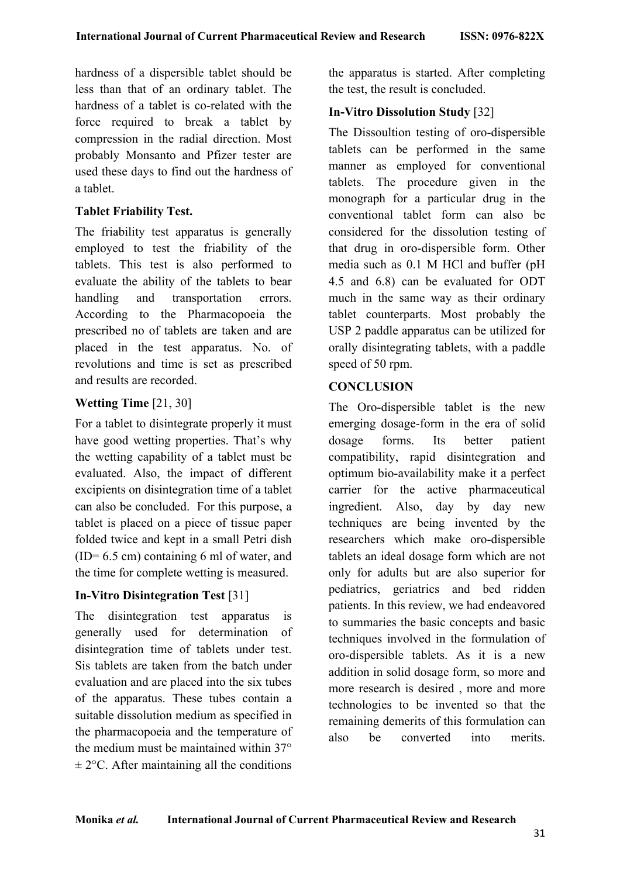hardness of a dispersible tablet should be less than that of an ordinary tablet. The hardness of a tablet is co-related with the force required to break a tablet by compression in the radial direction. Most probably Monsanto and Pfizer tester are used these days to find out the hardness of a tablet.

**Tablet Friability Test.**

The friability test apparatus is generally employed to test the friability of the tablets. This test is also performed to evaluate the ability of the tablets to bear handling and transportation errors. According to the Pharmacopoeia the prescribed no of tablets are taken and are placed in the test apparatus. No. of revolutions and time is set as prescribed and results are recorded.

**Wetting Time** [21, 30]

For a tablet to disintegrate properly it must have good wetting properties. That's why the wetting capability of a tablet must be evaluated. Also, the impact of different excipients on disintegration time of a tablet can also be concluded. For this purpose, a tablet is placed on a piece of tissue paper folded twice and kept in a small Petri dish (ID= 6.5 cm) containing 6 ml of water, and the time for complete wetting is measured.

**In-Vitro Disintegration Test** [31]

The disintegration test apparatus is generally used for determination of disintegration time of tablets under test. Sis tablets are taken from the batch under evaluation and are placed into the six tubes of the apparatus. These tubes contain a suitable dissolution medium as specified in the pharmacopoeia and the temperature of the medium must be maintained within 37° ± 2°C. After maintaining all the conditions the apparatus is started. After completing the test, the result is concluded.

**In-Vitro Dissolution Study** [32]

The Dissoultion testing of oro-dispersible tablets can be performed in the same manner as employed for conventional tablets. The procedure given in the monograph for a particular drug in the conventional tablet form can also be considered for the dissolution testing of that drug in oro-dispersible form. Other media such as 0.1 M HCl and buffer (pH 4.5 and 6.8) can be evaluated for ODT much in the same way as their ordinary tablet counterparts. Most probably the USP 2 paddle apparatus can be utilized for orally disintegrating tablets, with a paddle speed of 50 rpm.

**CONCLUSION**

The Oro-dispersible tablet is the new emerging dosage-form in the era of solid dosage forms. Its better patient compatibility, rapid disintegration and optimum bio-availability make it a perfect carrier for the active pharmaceutical ingredient. Also, day by day new techniques are being invented by the researchers which make oro-dispersible tablets an ideal dosage form which are not only for adults but are also superior for pediatrics, geriatrics and bed ridden patients. In this review, we had endeavored to summaries the basic concepts and basic techniques involved in the formulation of oro-dispersible tablets. As it is a new addition in solid dosage form, so more and more research is desired , more and more technologies to be invented so that the remaining demerits of this formulation can also be converted into merits.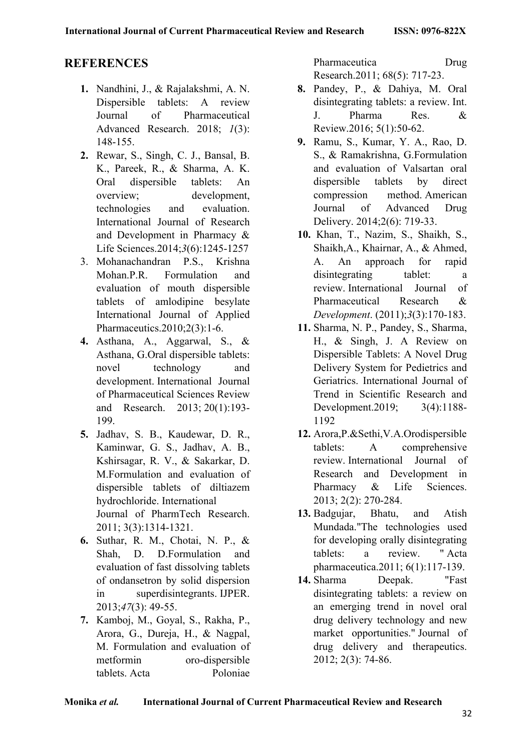## REFERENCES

1. Nandhini, J., & Rajalakshmi, A. N. Dispersible tablets: A review Journal of Pharmaceutical Advanced Research. 2018; *1*(3): 148-155.
2. Rewar, S., Singh, C. J., Bansal, B. K., Pareek, R., & Sharma, A. K. Oral dispersible tablets: An overview; development, technologies and evaluation. International Journal of Research and Development in Pharmacy & Life Sciences.2014;*3*(6):1245-1257
3. Mohanachandran P.S., Krishna Mohan.P.R. Formulation and evaluation of mouth dispersible tablets of amlodipine besylate International Journal of Applied Pharmaceutics.2010;2(3):1-6.
4. Asthana, A., Aggarwal, S., & Asthana, G.Oral dispersible tablets: novel technology and development. International Journal of Pharmaceutical Sciences Review and Research. 2013; 20(1):193-199.
5. Jadhav, S. B., Kaudewar, D. R., Kaminwar, G. S., Jadhav, A. B., Kshirsagar, R. V., & Sakarkar, D. M.Formulation and evaluation of dispersible tablets of diltiazem hydrochloride. International Journal of PharmTech Research. 2011; 3(3):1314-1321.
6. Suthar, R. M., Chotai, N. P., & Shah, D. D.Formulation and evaluation of fast dissolving tablets of ondansetron by solid dispersion in superdisintegrants. IJPER. 2013;*47*(3): 49-55.
7. Kamboj, M., Goyal, S., Rakha, P., Arora, G., Dureja, H., & Nagpal, M. Formulation and evaluation of metformin oro-dispersible tablets. Acta Poloniae Pharmaceutica Drug Research.2011; 68(5): 717-23.
8. Pandey, P., & Dahiya, M. Oral disintegrating tablets: a review. Int. J. Pharma Res. & Review.2016; 5(1):50-62.
9. Ramu, S., Kumar, Y. A., Rao, D. S., & Ramakrishna, G.Formulation and evaluation of Valsartan oral dispersible tablets by direct compression method. American Journal of Advanced Drug Delivery. 2014;2(6): 719-33.
10. Khan, T., Nazim, S., Shaikh, S., Shaikh,A., Khairnar, A., & Ahmed, A. An approach for rapid disintegrating tablet: a review. International Journal of Pharmaceutical Research & *Development*. (2011);*3*(3):170-183.
11. Sharma, N. P., Pandey, S., Sharma, H., & Singh, J. A Review on Dispersible Tablets: A Novel Drug Delivery System for Pedietrics and Geriatrics. International Journal of Trend in Scientific Research and Development.2019; 3(4):1188-1192
12. Arora,P.&Sethi,V.A.Orodispersible tablets: A comprehensive review. International Journal of Research and Development in Pharmacy & Life Sciences. 2013; 2(2): 270-284.
13. Badgujar, Bhatu, and Atish Mundada."The technologies used for developing orally disintegrating tablets: a review. " Acta pharmaceutica.2011; 6(1):117-139.
14. Sharma Deepak. "Fast disintegrating tablets: a review on an emerging trend in novel oral drug delivery technology and new market opportunities." Journal of drug delivery and therapeutics. 2012; 2(3): 74-86.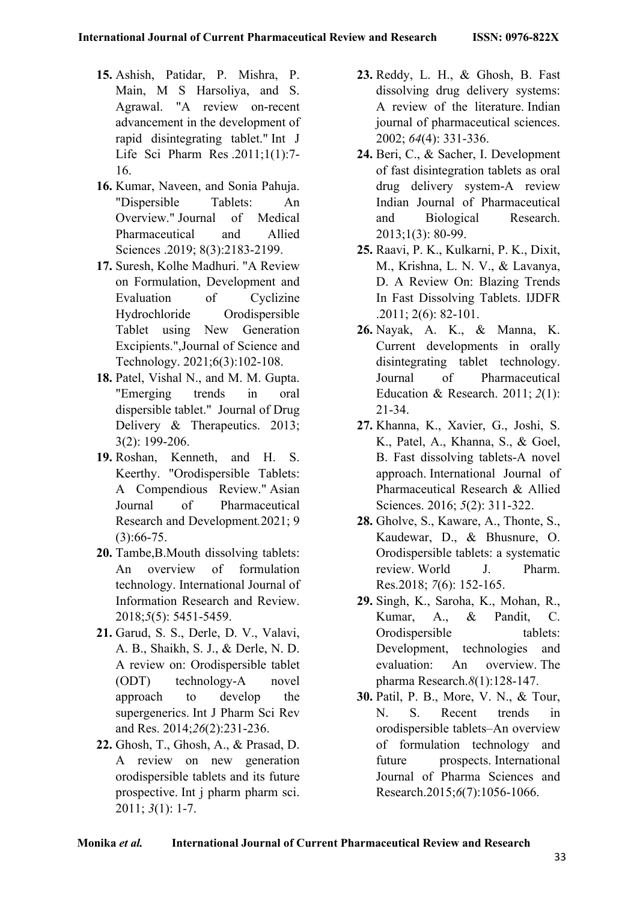15. Ashish, Patidar, P. Mishra, P. Main, M S Harsoliya, and S. Agrawal. "A review on-recent advancement in the development of rapid disintegrating tablet." Int J Life Sci Pharm Res .2011;1(1):7-16.
16. Kumar, Naveen, and Sonia Pahuja. "Dispersible Tablets: An Overview." Journal of Medical Pharmaceutical and Allied Sciences .2019; 8(3):2183-2199.
17. Suresh, Kolhe Madhuri. "A Review on Formulation, Development and Evaluation of Cyclizine Hydrochloride Orodispersible Tablet using New Generation Excipients.",Journal of Science and Technology. 2021;6(3):102-108.
18. Patel, Vishal N., and M. M. Gupta. "Emerging trends in oral dispersible tablet." Journal of Drug Delivery & Therapeutics. 2013; 3(2): 199-206.
19. Roshan, Kenneth, and H. S. Keerthy. "Orodispersible Tablets: A Compendious Review." Asian Journal of Pharmaceutical Research and Development.2021; 9 (3):66-75.
20. Tambe,B.Mouth dissolving tablets: An overview of formulation technology. International Journal of Information Research and Review. 2018;*5*(5): 5451-5459.
21. Garud, S. S., Derle, D. V., Valavi, A. B., Shaikh, S. J., & Derle, N. D. A review on: Orodispersible tablet (ODT) technology-A novel approach to develop the supergenerics. Int J Pharm Sci Rev and Res. 2014;*26*(2):231-236.
22. Ghosh, T., Ghosh, A., & Prasad, D. A review on new generation orodispersible tablets and its future prospective. Int j pharm pharm sci. 2011; *3*(1): 1-7.
23. Reddy, L. H., & Ghosh, B. Fast dissolving drug delivery systems: A review of the literature. Indian journal of pharmaceutical sciences. 2002; *64*(4): 331-336.
24. Beri, C., & Sacher, I. Development of fast disintegration tablets as oral drug delivery system-A review Indian Journal of Pharmaceutical and Biological Research. 2013;1(3): 80-99.
25. Raavi, P. K., Kulkarni, P. K., Dixit, M., Krishna, L. N. V., & Lavanya, D. A Review On: Blazing Trends In Fast Dissolving Tablets. IJDFR .2011; 2(6): 82-101.
26. Nayak, A. K., & Manna, K. Current developments in orally disintegrating tablet technology. Journal of Pharmaceutical Education & Research. 2011; *2*(1): 21-34.
27. Khanna, K., Xavier, G., Joshi, S. K., Patel, A., Khanna, S., & Goel, B. Fast dissolving tablets-A novel approach. International Journal of Pharmaceutical Research & Allied Sciences. 2016; *5*(2): 311-322.
28. Gholve, S., Kaware, A., Thonte, S., Kaudewar, D., & Bhusnure, O. Orodispersible tablets: a systematic review. World J. Pharm. Res.2018; *7*(6): 152-165.
29. Singh, K., Saroha, K., Mohan, R., Kumar, A., & Pandit, C. Orodispersible tablets: Development, technologies and evaluation: An overview. The pharma Research.*8*(1):128-147.
30. Patil, P. B., More, V. N., & Tour, N. S. Recent trends in orodispersible tablets–An overview of formulation technology and future prospects. International Journal of Pharma Sciences and Research.2015;*6*(7):1056-1066.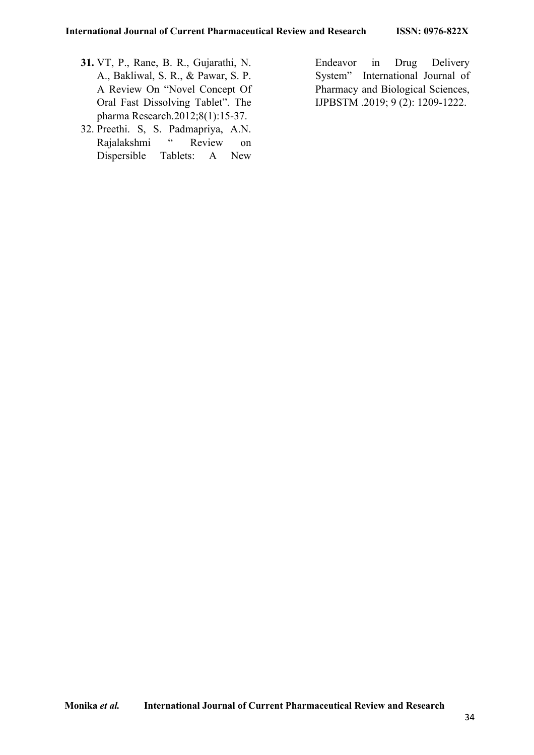31. VT, P., Rane, B. R., Gujarathi, N. A., Bakliwal, S. R., & Pawar, S. P. A Review On "Novel Concept Of Oral Fast Dissolving Tablet". The pharma Research.2012;8(1):15-37.
32. Preethi. S, S. Padmapriya, A.N. Rajalakshmi " Review on Dispersible Tablets: A New Endeavor in Drug Delivery System" International Journal of Pharmacy and Biological Sciences, IJPBSTM .2019; 9 (2): 1209-1222.